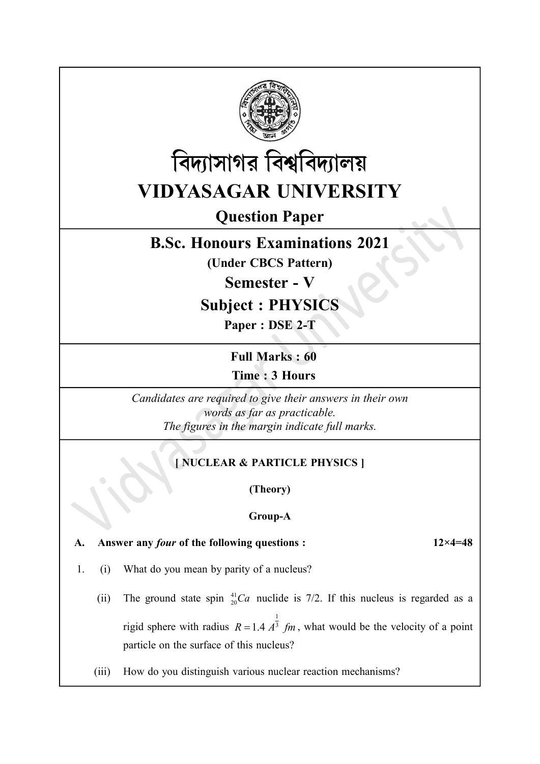# বিদ্যাসাগর বিশ্ববিদ্যালয়

# VIDYASAGAR UNIVERSITY

## Question Paper

## B.Sc. Honours Examinations 2021

**(Under CBCS Pattern)**

## Semester - V

## Subject : PHYSICS

**Paper : DSE 2-T**

**Full Marks : 60**

**Time : 3 Hours**

*Candidates are required to give their answers in their own words as far as practicable.*
*The figures in the margin indicate full marks.*

**[ NUCLEAR & PARTICLE PHYSICS ]**

**(Theory)**

**Group-A**

**A. Answer any *four* of the following questions :** **12×4=48**

1. (i) What do you mean by parity of a nucleus?

   (ii) The ground state spin $^{41}_{20}Ca$ nuclide is 7/2. If this nucleus is regarded as a rigid sphere with radius $R = 1.4\, A^{\frac{1}{3}}\ fm$, what would be the velocity of a point particle on the surface of this nucleus?

   (iii) How do you distinguish various nuclear reaction mechanisms?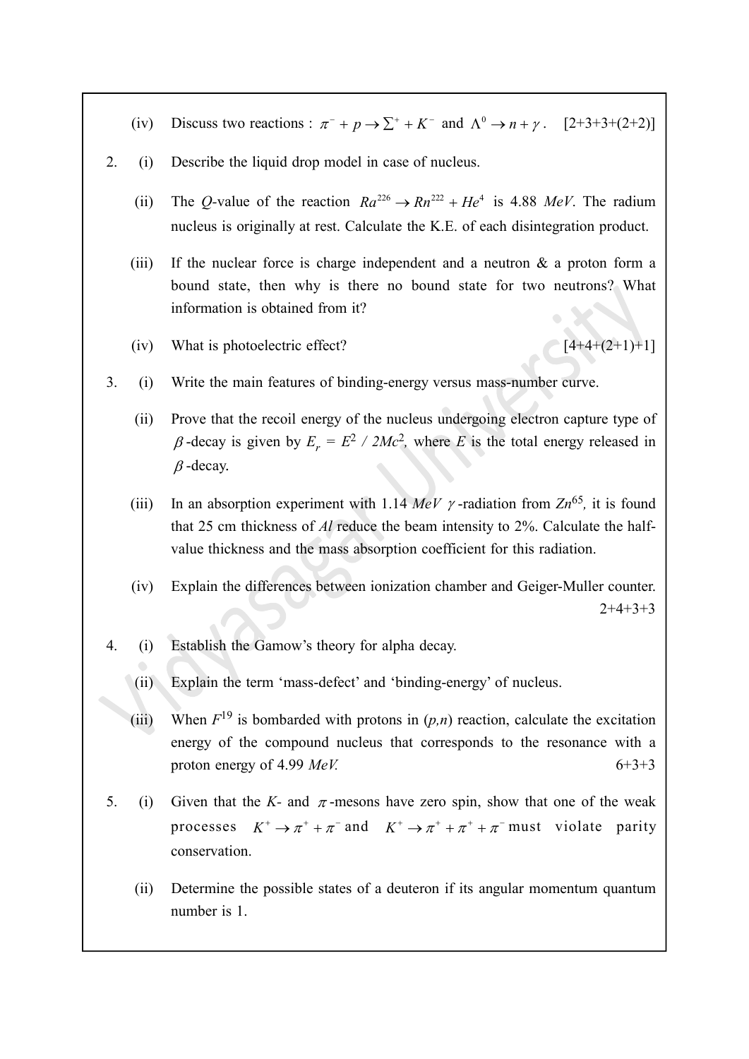(iv) Discuss two reactions : $\pi^- + p \rightarrow \Sigma^+ + K^-$ and $\Lambda^0 \rightarrow n + \gamma$. [2+3+3+(2+2)]

2. (i) Describe the liquid drop model in case of nucleus.

   (ii) The *Q*-value of the reaction $Ra^{226} \rightarrow Rn^{222} + He^4$ is 4.88 *MeV*. The radium nucleus is originally at rest. Calculate the K.E. of each disintegration product.

   (iii) If the nuclear force is charge independent and a neutron & a proton form a bound state, then why is there no bound state for two neutrons? What information is obtained from it?

   (iv) What is photoelectric effect? [4+4+(2+1)+1]

3. (i) Write the main features of binding-energy versus mass-number curve.

   (ii) Prove that the recoil energy of the nucleus undergoing electron capture type of $\beta$-decay is given by $E_r = E^2 / 2Mc^2$, where $E$ is the total energy released in $\beta$-decay.

   (iii) In an absorption experiment with 1.14 *MeV* $\gamma$-radiation from $Zn^{65}$, it is found that 25 cm thickness of *Al* reduce the beam intensity to 2%. Calculate the half-value thickness and the mass absorption coefficient for this radiation.

   (iv) Explain the differences between ionization chamber and Geiger-Muller counter.

   2+4+3+3

4. (i) Establish the Gamow's theory for alpha decay.

   (ii) Explain the term 'mass-defect' and 'binding-energy' of nucleus.

   (iii) When $F^{19}$ is bombarded with protons in (*p,n*) reaction, calculate the excitation energy of the compound nucleus that corresponds to the resonance with a proton energy of 4.99 *MeV.*

   6+3+3

5. (i) Given that the *K*- and $\pi$-mesons have zero spin, show that one of the weak processes $K^+ \rightarrow \pi^+ + \pi^-$ and $K^+ \rightarrow \pi^+ + \pi^+ + \pi^-$ must violate parity conservation.

   (ii) Determine the possible states of a deuteron if its angular momentum quantum number is 1.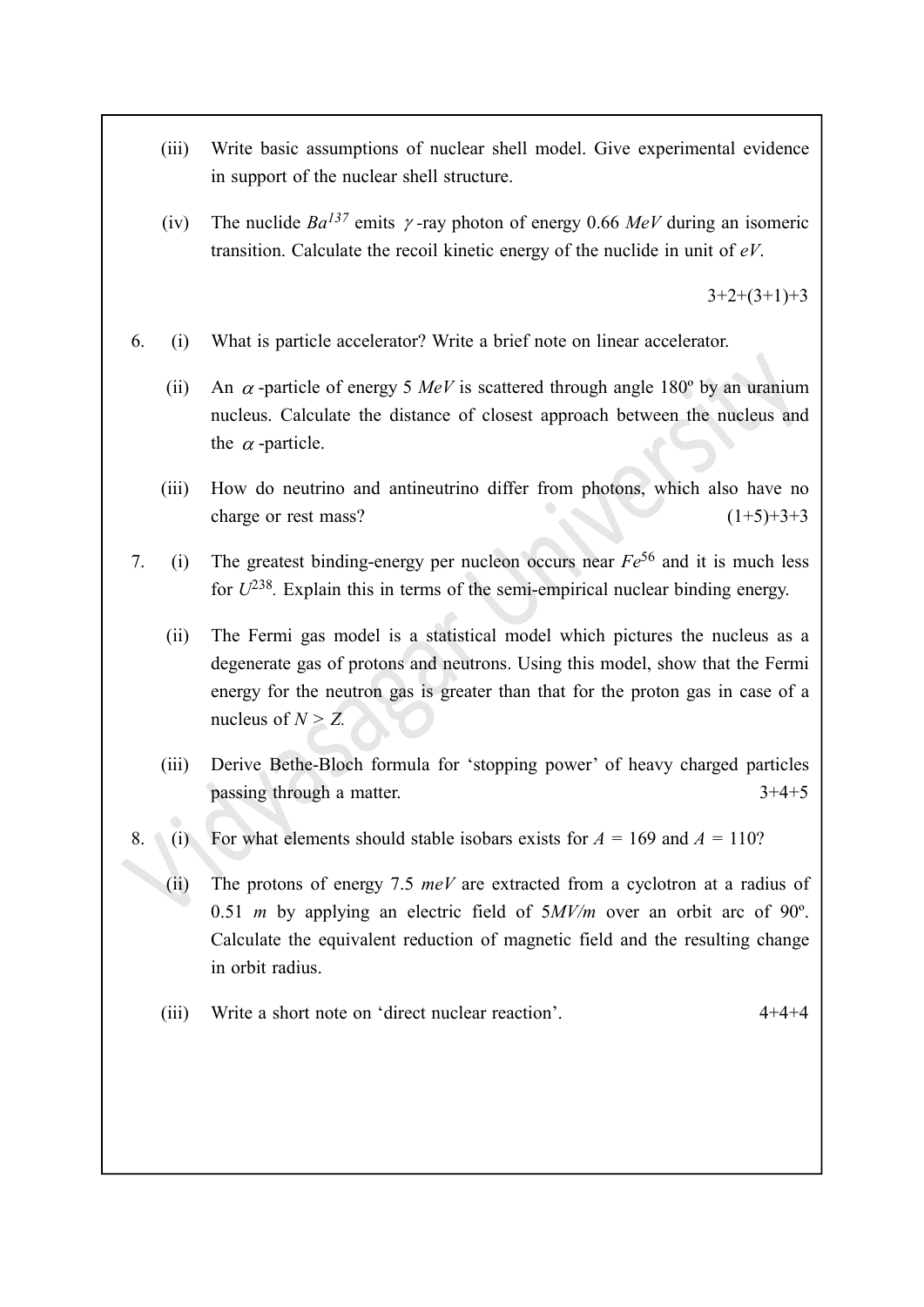(iii) Write basic assumptions of nuclear shell model. Give experimental evidence in support of the nuclear shell structure.

(iv) The nuclide $Ba^{137}$ emits $\gamma$-ray photon of energy 0.66 *MeV* during an isomeric transition. Calculate the recoil kinetic energy of the nuclide in unit of *eV*.

3+2+(3+1)+3

6. (i) What is particle accelerator? Write a brief note on linear accelerator.

(ii) An $\alpha$-particle of energy 5 *MeV* is scattered through angle 180º by an uranium nucleus. Calculate the distance of closest approach between the nucleus and the $\alpha$-particle.

(iii) How do neutrino and antineutrino differ from photons, which also have no charge or rest mass? (1+5)+3+3

7. (i) The greatest binding-energy per nucleon occurs near $Fe^{56}$ and it is much less for $U^{238}$. Explain this in terms of the semi-empirical nuclear binding energy.

(ii) The Fermi gas model is a statistical model which pictures the nucleus as a degenerate gas of protons and neutrons. Using this model, show that the Fermi energy for the neutron gas is greater than that for the proton gas in case of a nucleus of $N > Z$.

(iii) Derive Bethe-Bloch formula for 'stopping power' of heavy charged particles passing through a matter. 3+4+5

8. (i) For what elements should stable isobars exists for $A$ = 169 and $A$ = 110?

(ii) The protons of energy 7.5 *meV* are extracted from a cyclotron at a radius of 0.51 *m* by applying an electric field of 5*MV/m* over an orbit arc of 90º. Calculate the equivalent reduction of magnetic field and the resulting change in orbit radius.

(iii) Write a short note on 'direct nuclear reaction'. 4+4+4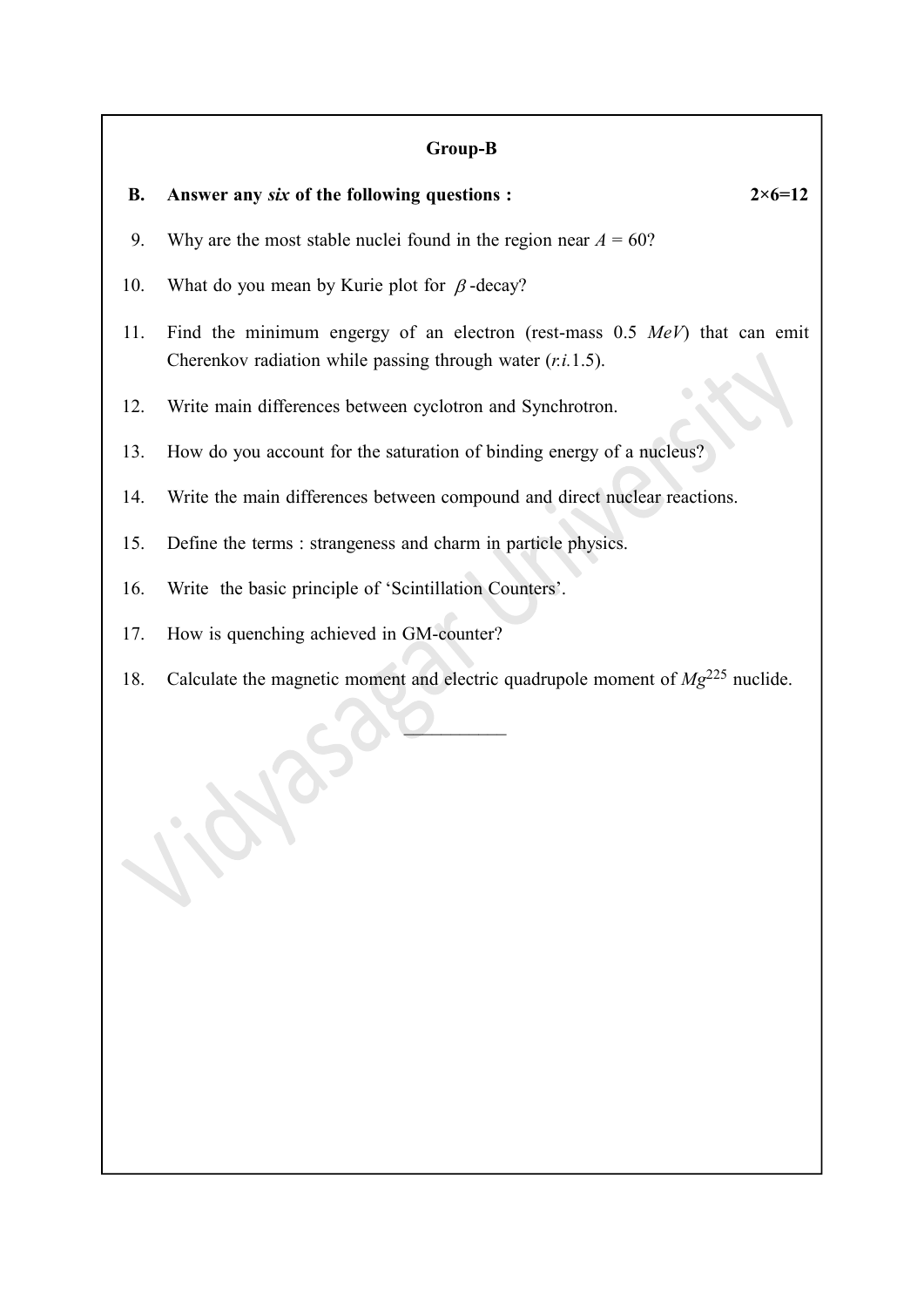## Group-B

**B. Answer any *six* of the following questions : 2×6=12**

9. Why are the most stable nuclei found in the region near $A = 60$?

10. What do you mean by Kurie plot for $\beta$-decay?

11. Find the minimum engergy of an electron (rest-mass 0.5 *MeV*) that can emit Cherenkov radiation while passing through water (*r.i.*1.5).

12. Write main differences between cyclotron and Synchrotron.

13. How do you account for the saturation of binding energy of a nucleus?

14. Write the main differences between compound and direct nuclear reactions.

15. Define the terms : strangeness and charm in particle physics.

16. Write the basic principle of 'Scintillation Counters'.

17. How is quenching achieved in GM-counter?

18. Calculate the magnetic moment and electric quadrupole moment of $Mg^{225}$ nuclide.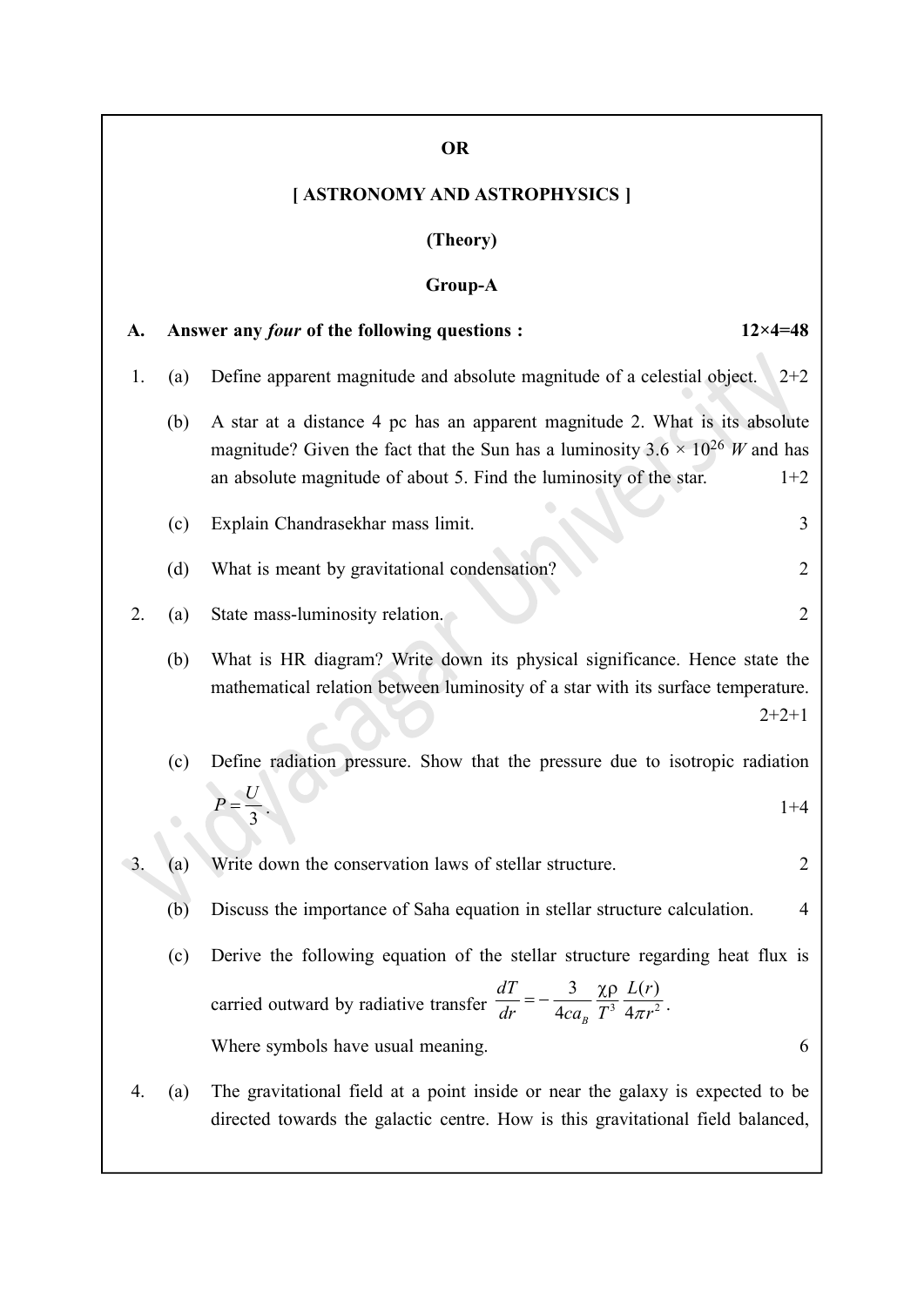**OR**

**[ ASTRONOMY AND ASTROPHYSICS ]**

**(Theory)**

**Group-A**

**A. Answer any *four* of the following questions : 12×4=48**

1. (a) Define apparent magnitude and absolute magnitude of a celestial object. 2+2

   (b) A star at a distance 4 pc has an apparent magnitude 2. What is its absolute magnitude? Given the fact that the Sun has a luminosity $3.6 \times 10^{26}$ *W* and has an absolute magnitude of about 5. Find the luminosity of the star. 1+2

   (c) Explain Chandrasekhar mass limit. 3

   (d) What is meant by gravitational condensation? 2

2. (a) State mass-luminosity relation. 2

   (b) What is HR diagram? Write down its physical significance. Hence state the mathematical relation between luminosity of a star with its surface temperature. 2+2+1

   (c) Define radiation pressure. Show that the pressure due to isotropic radiation $P = \frac{U}{3}$. 1+4

3. (a) Write down the conservation laws of stellar structure. 2

   (b) Discuss the importance of Saha equation in stellar structure calculation. 4

   (c) Derive the following equation of the stellar structure regarding heat flux is carried outward by radiative transfer $\frac{dT}{dr} = -\frac{3}{4ca_B}\frac{\chi\rho}{T^3}\frac{L(r)}{4\pi r^2}$.

   Where symbols have usual meaning. 6

4. (a) The gravitational field at a point inside or near the galaxy is expected to be directed towards the galactic centre. How is this gravitational field balanced,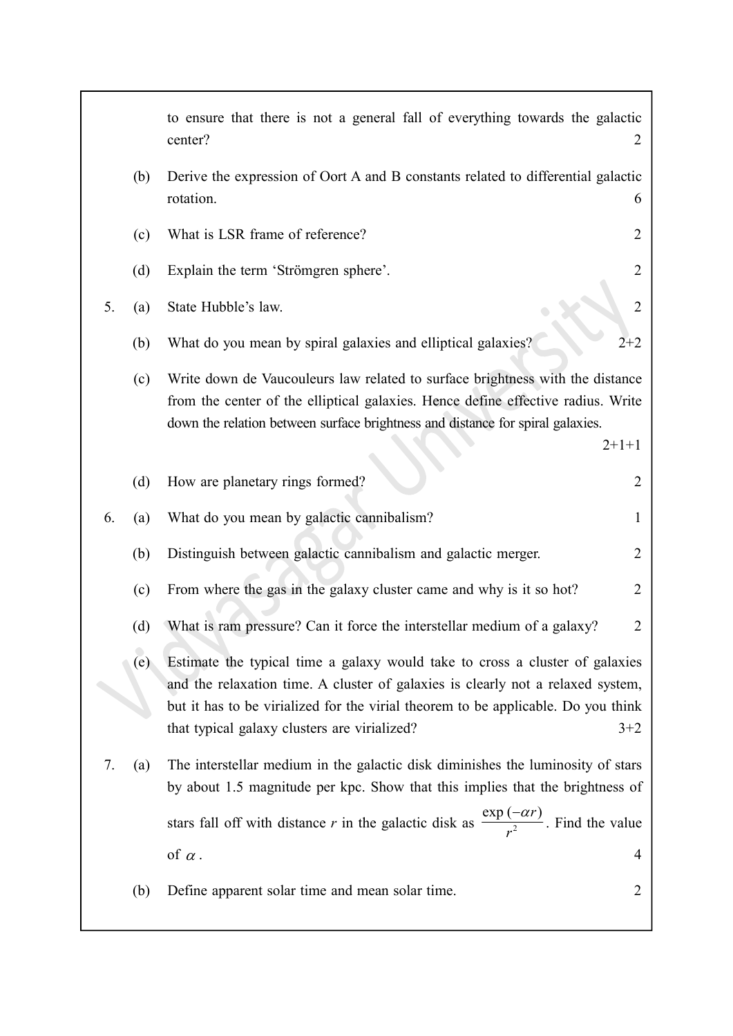to ensure that there is not a general fall of everything towards the galactic center? 2

(b) Derive the expression of Oort A and B constants related to differential galactic rotation. 6

(c) What is LSR frame of reference? 2

(d) Explain the term 'Strömgren sphere'. 2

5. (a) State Hubble's law. 2

(b) What do you mean by spiral galaxies and elliptical galaxies? 2+2

(c) Write down de Vaucouleurs law related to surface brightness with the distance from the center of the elliptical galaxies. Hence define effective radius. Write down the relation between surface brightness and distance for spiral galaxies. 2+1+1

(d) How are planetary rings formed? 2

6. (a) What do you mean by galactic cannibalism? 1

(b) Distinguish between galactic cannibalism and galactic merger. 2

(c) From where the gas in the galaxy cluster came and why is it so hot? 2

(d) What is ram pressure? Can it force the interstellar medium of a galaxy? 2

(e) Estimate the typical time a galaxy would take to cross a cluster of galaxies and the relaxation time. A cluster of galaxies is clearly not a relaxed system, but it has to be virialized for the virial theorem to be applicable. Do you think that typical galaxy clusters are virialized? 3+2

7. (a) The interstellar medium in the galactic disk diminishes the luminosity of stars by about 1.5 magnitude per kpc. Show that this implies that the brightness of stars fall off with distance $r$ in the galactic disk as $\frac{\exp(-\alpha r)}{r^2}$. Find the value of $\alpha$. 4

(b) Define apparent solar time and mean solar time. 2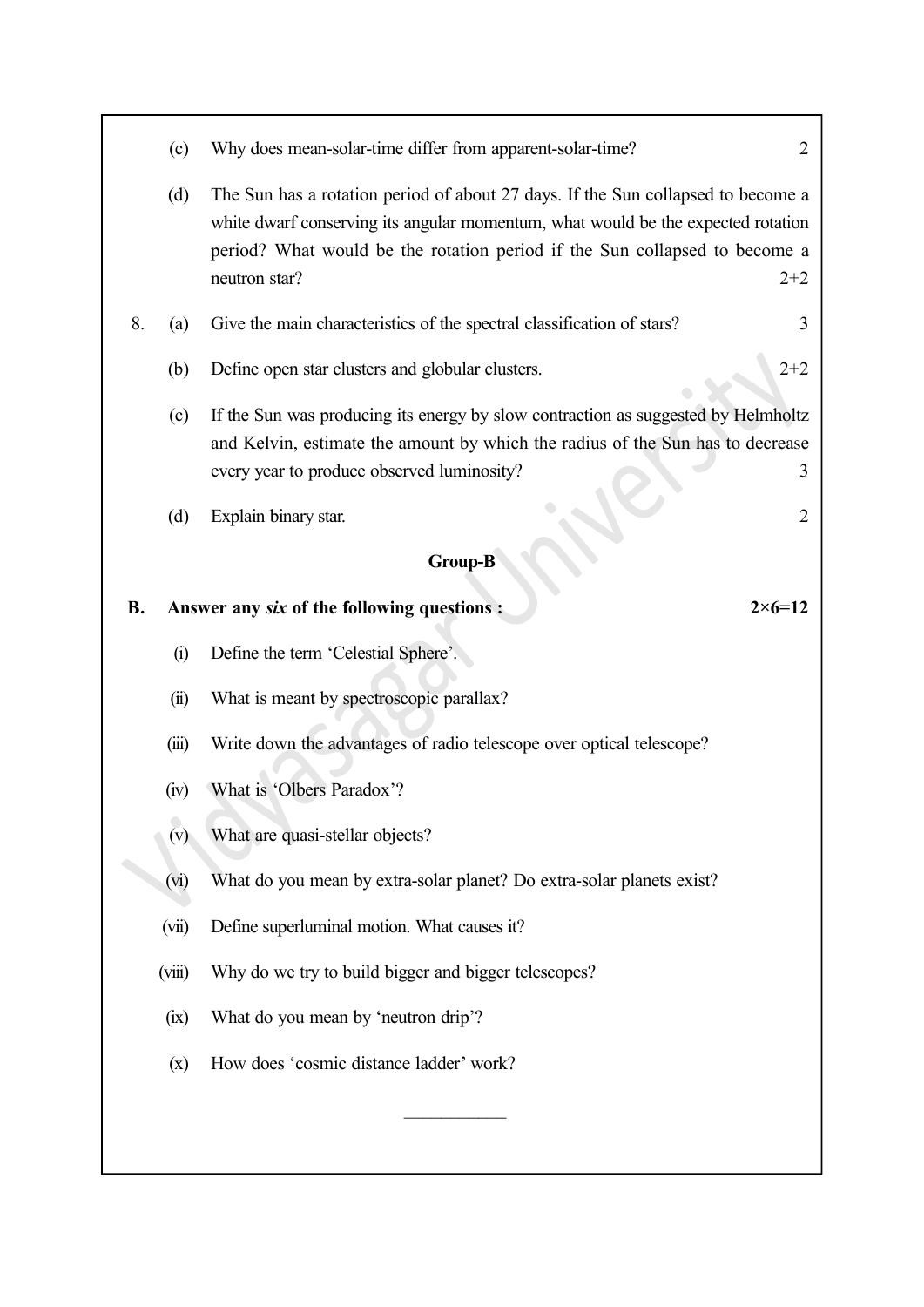(c) Why does mean-solar-time differ from apparent-solar-time? 2

(d) The Sun has a rotation period of about 27 days. If the Sun collapsed to become a white dwarf conserving its angular momentum, what would be the expected rotation period? What would be the rotation period if the Sun collapsed to become a neutron star? 2+2

8. (a) Give the main characteristics of the spectral classification of stars? 3

(b) Define open star clusters and globular clusters. 2+2

(c) If the Sun was producing its energy by slow contraction as suggested by Helmholtz and Kelvin, estimate the amount by which the radius of the Sun has to decrease every year to produce observed luminosity? 3

(d) Explain binary star. 2

## Group-B

**B. Answer any *six* of the following questions : 2×6=12**

(i) Define the term 'Celestial Sphere'.

(ii) What is meant by spectroscopic parallax?

(iii) Write down the advantages of radio telescope over optical telescope?

(iv) What is 'Olbers Paradox'?

(v) What are quasi-stellar objects?

(vi) What do you mean by extra-solar planet? Do extra-solar planets exist?

(vii) Define superluminal motion. What causes it?

(viii) Why do we try to build bigger and bigger telescopes?

(ix) What do you mean by 'neutron drip'?

(x) How does 'cosmic distance ladder' work?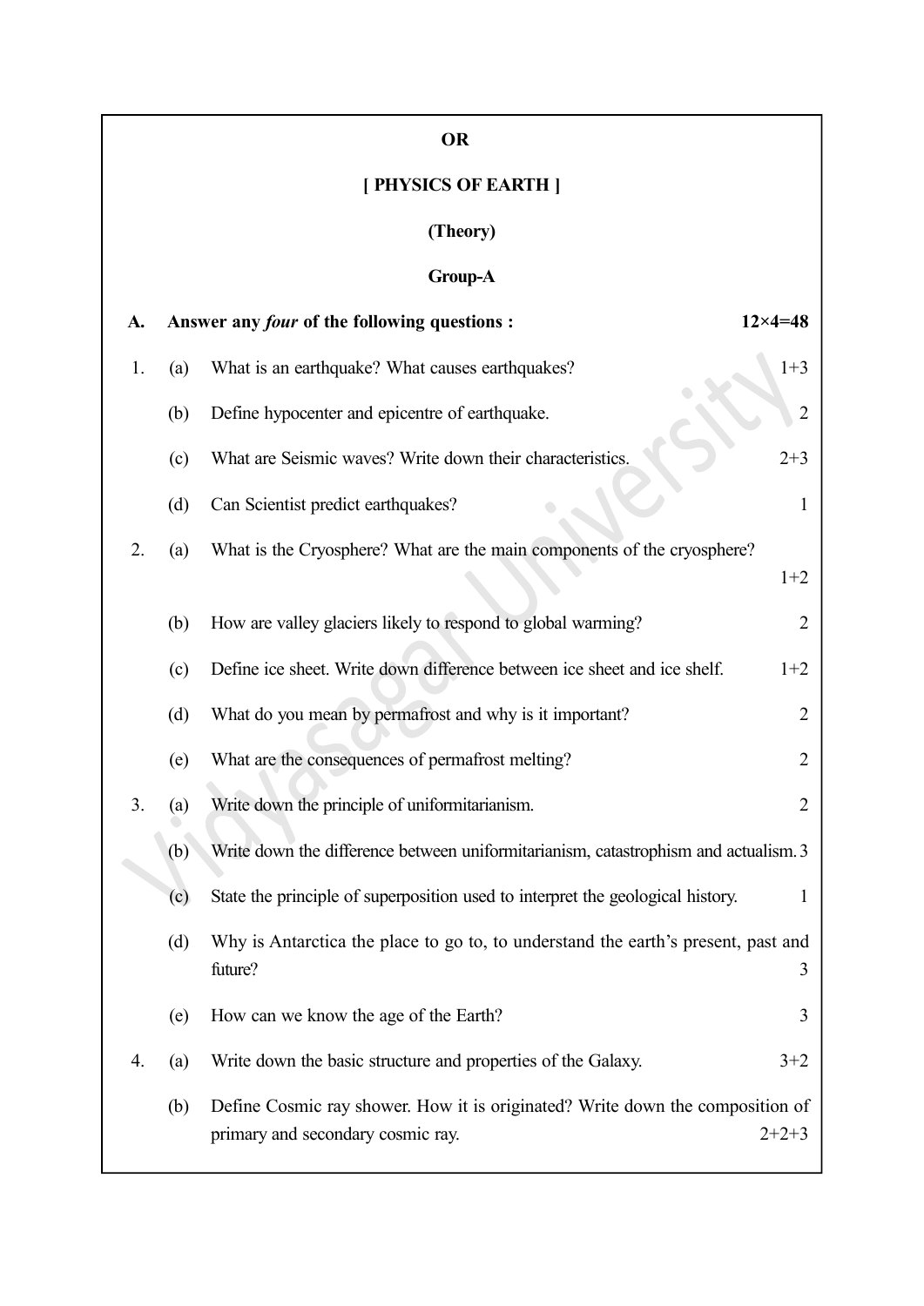**OR**

## [ PHYSICS OF EARTH ]

**(Theory)**

### Group-A

**A. Answer any *four* of the following questions : 12×4=48**

1. (a) What is an earthquake? What causes earthquakes? 1+3

   (b) Define hypocenter and epicentre of earthquake. 2

   (c) What are Seismic waves? Write down their characteristics. 2+3

   (d) Can Scientist predict earthquakes? 1

2. (a) What is the Cryosphere? What are the main components of the cryosphere? 1+2

   (b) How are valley glaciers likely to respond to global warming? 2

   (c) Define ice sheet. Write down difference between ice sheet and ice shelf. 1+2

   (d) What do you mean by permafrost and why is it important? 2

   (e) What are the consequences of permafrost melting? 2

3. (a) Write down the principle of uniformitarianism. 2

   (b) Write down the difference between uniformitarianism, catastrophism and actualism. 3

   (c) State the principle of superposition used to interpret the geological history. 1

   (d) Why is Antarctica the place to go to, to understand the earth's present, past and future? 3

   (e) How can we know the age of the Earth? 3

4. (a) Write down the basic structure and properties of the Galaxy. 3+2

   (b) Define Cosmic ray shower. How it is originated? Write down the composition of primary and secondary cosmic ray. 2+2+3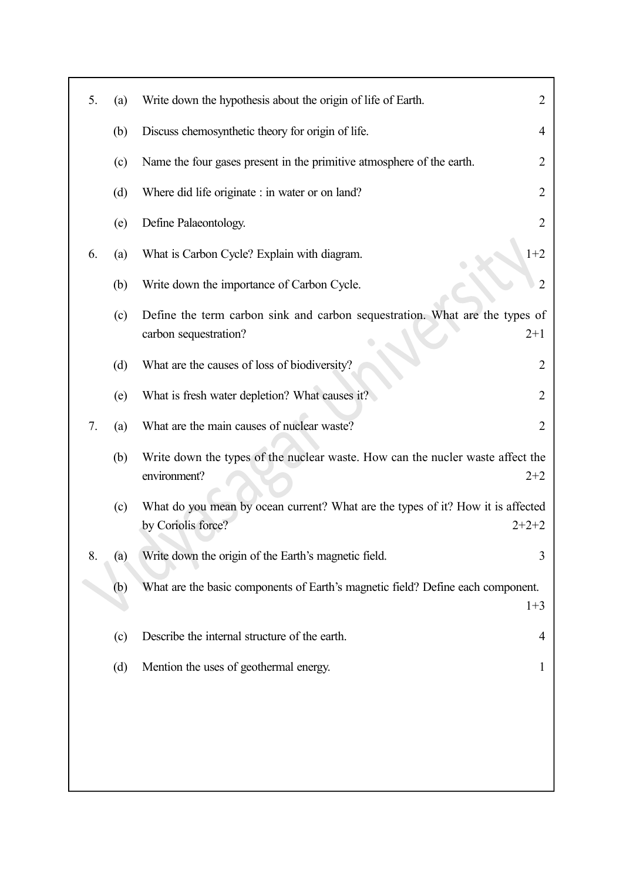5. (a) Write down the hypothesis about the origin of life of Earth. 2

   (b) Discuss chemosynthetic theory for origin of life. 4

   (c) Name the four gases present in the primitive atmosphere of the earth. 2

   (d) Where did life originate : in water or on land? 2

   (e) Define Palaeontology. 2

6. (a) What is Carbon Cycle? Explain with diagram. 1+2

   (b) Write down the importance of Carbon Cycle. 2

   (c) Define the term carbon sink and carbon sequestration. What are the types of carbon sequestration? 2+1

   (d) What are the causes of loss of biodiversity? 2

   (e) What is fresh water depletion? What causes it? 2

7. (a) What are the main causes of nuclear waste? 2

   (b) Write down the types of the nuclear waste. How can the nucler waste affect the environment? 2+2

   (c) What do you mean by ocean current? What are the types of it? How it is affected by Coriolis force? 2+2+2

8. (a) Write down the origin of the Earth's magnetic field. 3

   (b) What are the basic components of Earth's magnetic field? Define each component. 1+3

   (c) Describe the internal structure of the earth. 4

   (d) Mention the uses of geothermal energy. 1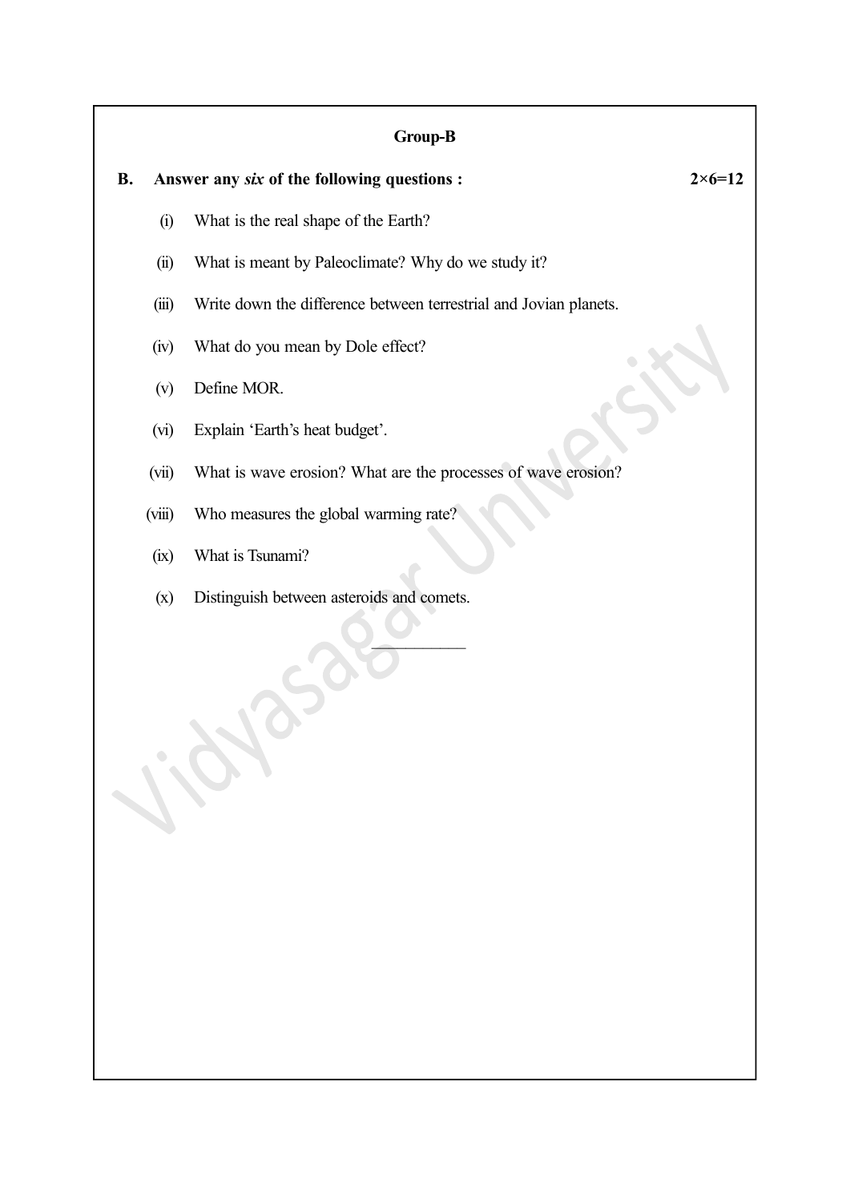## Group-B

**B. Answer any *six* of the following questions :** **2×6=12**

(i) What is the real shape of the Earth?

(ii) What is meant by Paleoclimate? Why do we study it?

(iii) Write down the difference between terrestrial and Jovian planets.

(iv) What do you mean by Dole effect?

(v) Define MOR.

(vi) Explain 'Earth's heat budget'.

(vii) What is wave erosion? What are the processes of wave erosion?

(viii) Who measures the global warming rate?

(ix) What is Tsunami?

(x) Distinguish between asteroids and comets.

———————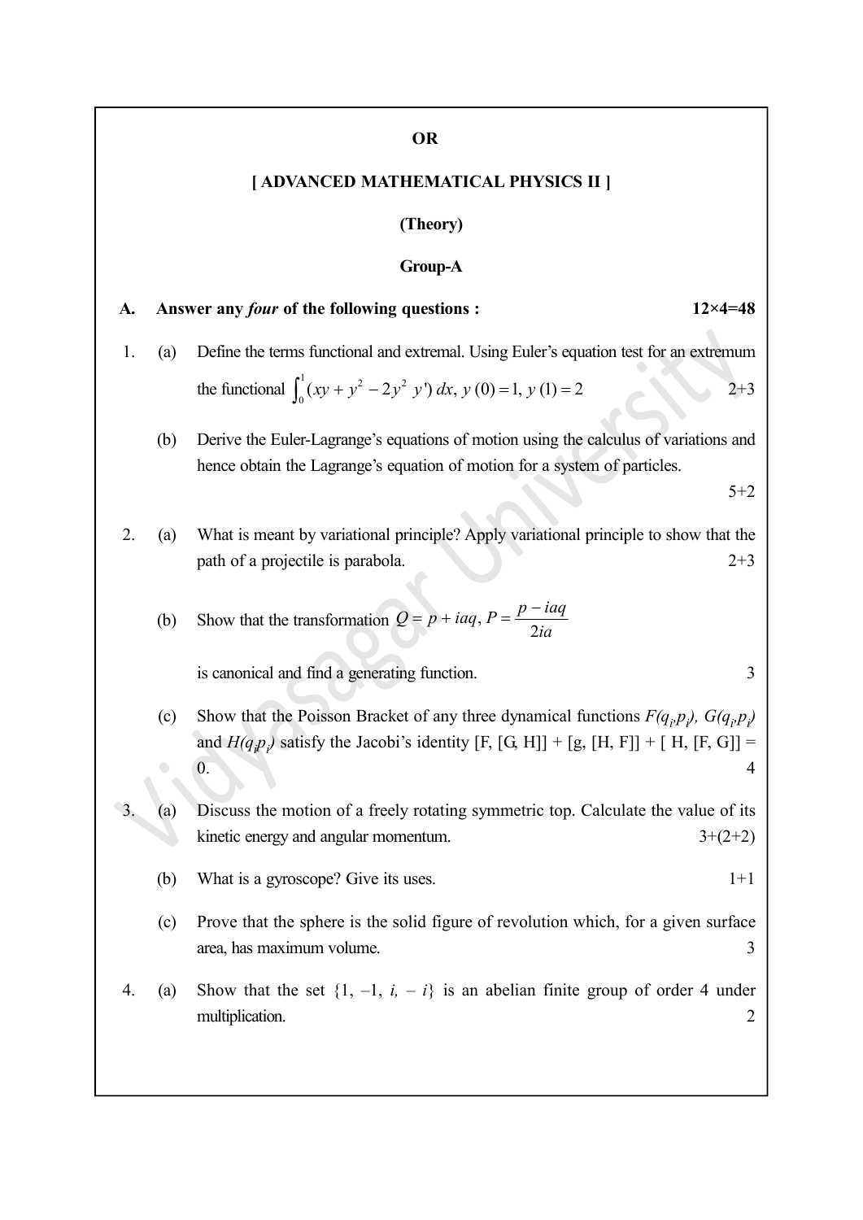**OR**

**[ ADVANCED MATHEMATICAL PHYSICS II ]**

**(Theory)**

**Group-A**

**A. Answer any *four* of the following questions : 12×4=48**

1. (a) Define the terms functional and extremal. Using Euler's equation test for an extremum the functional $\int_0^1 (xy + y^2 - 2y^2\ y')\,dx,\ y(0) = 1,\ y(1) = 2$ 2+3

   (b) Derive the Euler-Lagrange's equations of motion using the calculus of variations and hence obtain the Lagrange's equation of motion for a system of particles. 5+2

2. (a) What is meant by variational principle? Apply variational principle to show that the path of a projectile is parabola. 2+3

   (b) Show that the transformation $Q = p + iaq,\ P = \dfrac{p - iaq}{2ia}$

   is canonical and find a generating function. 3

   (c) Show that the Poisson Bracket of any three dynamical functions $F(q_i, p_i)$, $G(q_i, p_i)$ and $H(q_i p_i)$ satisfy the Jacobi's identity [F, [G, H]] + [g, [H, F]] + [ H, [F, G]] = 0. 4

3. (a) Discuss the motion of a freely rotating symmetric top. Calculate the value of its kinetic energy and angular momentum. 3+(2+2)

   (b) What is a gyroscope? Give its uses. 1+1

   (c) Prove that the sphere is the solid figure of revolution which, for a given surface area, has maximum volume. 3

4. (a) Show that the set {1, –1, *i*, – *i*} is an abelian finite group of order 4 under multiplication. 2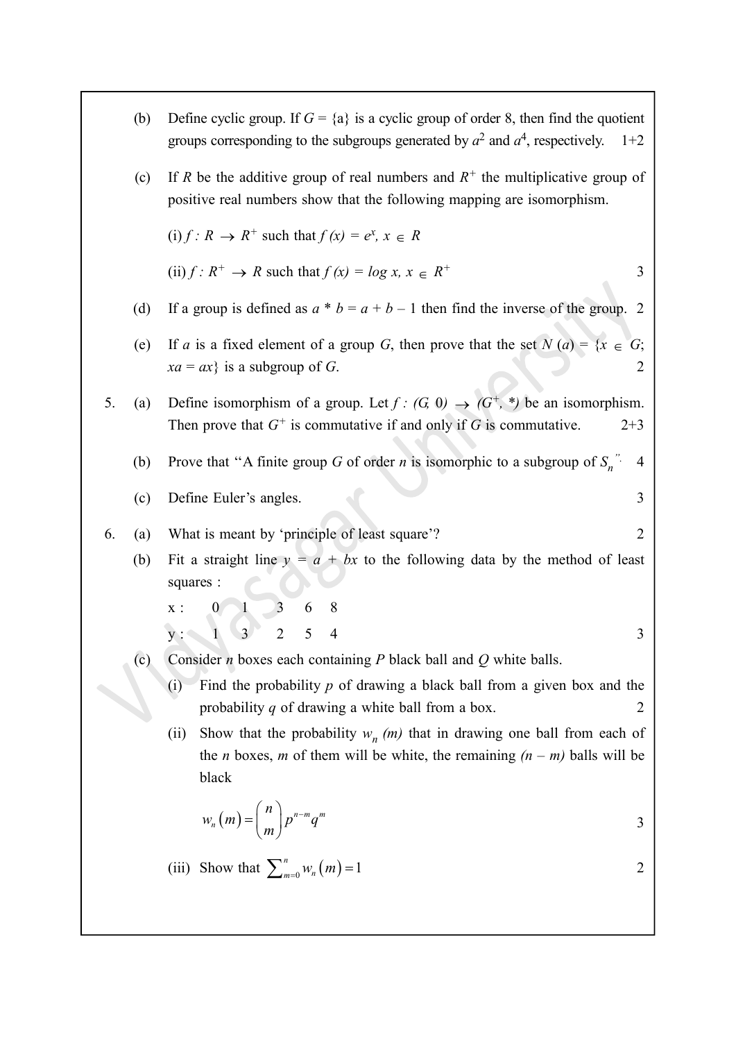(b) Define cyclic group. If $G = \{a\}$ is a cyclic group of order 8, then find the quotient groups corresponding to the subgroups generated by $a^2$ and $a^4$, respectively. 1+2

(c) If $R$ be the additive group of real numbers and $R^+$ the multiplicative group of positive real numbers show that the following mapping are isomorphism.

(i) $f : R \rightarrow R^+$ such that $f(x) = e^x,\ x \in R$

(ii) $f : R^+ \rightarrow R$ such that $f(x) = \log x,\ x \in R^+$ 3

(d) If a group is defined as $a * b = a + b - 1$ then find the inverse of the group. 2

(e) If $a$ is a fixed element of a group $G$, then prove that the set $N(a) = \{x \in G;\ xa = ax\}$ is a subgroup of $G$. 2

5. (a) Define isomorphism of a group. Let $f : (G, 0) \rightarrow (G^+, *)$ be an isomorphism. Then prove that $G^+$ is commutative if and only if $G$ is commutative. 2+3

(b) Prove that "A finite group $G$ of order $n$ is isomorphic to a subgroup of $S_n$". 4

(c) Define Euler's angles. 3

6. (a) What is meant by 'principle of least square'? 2

(b) Fit a straight line $y = a + bx$ to the following data by the method of least squares :

| x : | 0 | 1 | 3 | 6 | 8 |
|---|---|---|---|---|---|
| y : | 1 | 3 | 2 | 5 | 4 |

3

(c) Consider $n$ boxes each containing $P$ black ball and $Q$ white balls.

(i) Find the probability $p$ of drawing a black ball from a given box and the probability $q$ of drawing a white ball from a box. 2

(ii) Show that the probability $w_n(m)$ that in drawing one ball from each of the $n$ boxes, $m$ of them will be white, the remaining $(n - m)$ balls will be black

$$w_n(m) = \binom{n}{m} p^{n-m} q^m$$

3

(iii) Show that $\sum_{m=0}^{n} w_n(m) = 1$ 2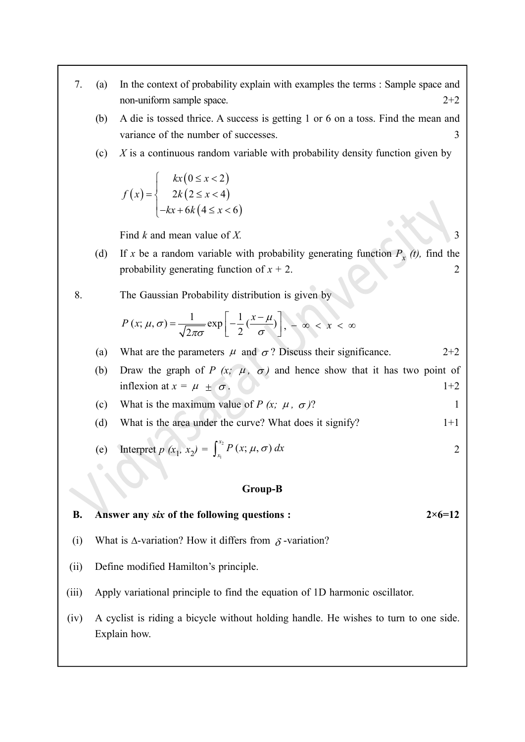7. (a) In the context of probability explain with examples the terms : Sample space and non-uniform sample space. 2+2

   (b) A die is tossed thrice. A success is getting 1 or 6 on a toss. Find the mean and variance of the number of successes. 3

   (c) $X$ is a continuous random variable with probability density function given by

   $$f(x) = \begin{cases} kx(0 \le x < 2) \\ 2k(2 \le x < 4) \\ -kx + 6k(4 \le x < 6) \end{cases}$$

   Find $k$ and mean value of $X$. 3

   (d) If $x$ be a random variable with probability generating function $P_x(t)$, find the probability generating function of $x + 2$. 2

8. The Gaussian Probability distribution is given by

   $$P(x; \mu, \sigma) = \frac{1}{\sqrt{2\pi}\sigma} \exp\left[-\frac{1}{2}(\frac{x-\mu}{\sigma})\right], \; -\infty < x < \infty$$

   (a) What are the parameters $\mu$ and $\sigma$? Discuss their significance. 2+2

   (b) Draw the graph of $P(x; \mu, \sigma)$ and hence show that it has two point of inflexion at $x = \mu \pm \sigma$. 1+2

   (c) What is the maximum value of $P(x; \mu, \sigma)$? 1

   (d) What is the area under the curve? What does it signify? 1+1

   (e) Interpret $p(x_1, x_2) = \int_{x_1}^{x_2} P(x; \mu, \sigma)\, dx$ 2

## Group-B

**B. Answer any *six* of the following questions : 2×6=12**

(i) What is $\Delta$-variation? How it differs from $\delta$-variation?

(ii) Define modified Hamilton's principle.

(iii) Apply variational principle to find the equation of 1D harmonic oscillator.

(iv) A cyclist is riding a bicycle without holding handle. He wishes to turn to one side. Explain how.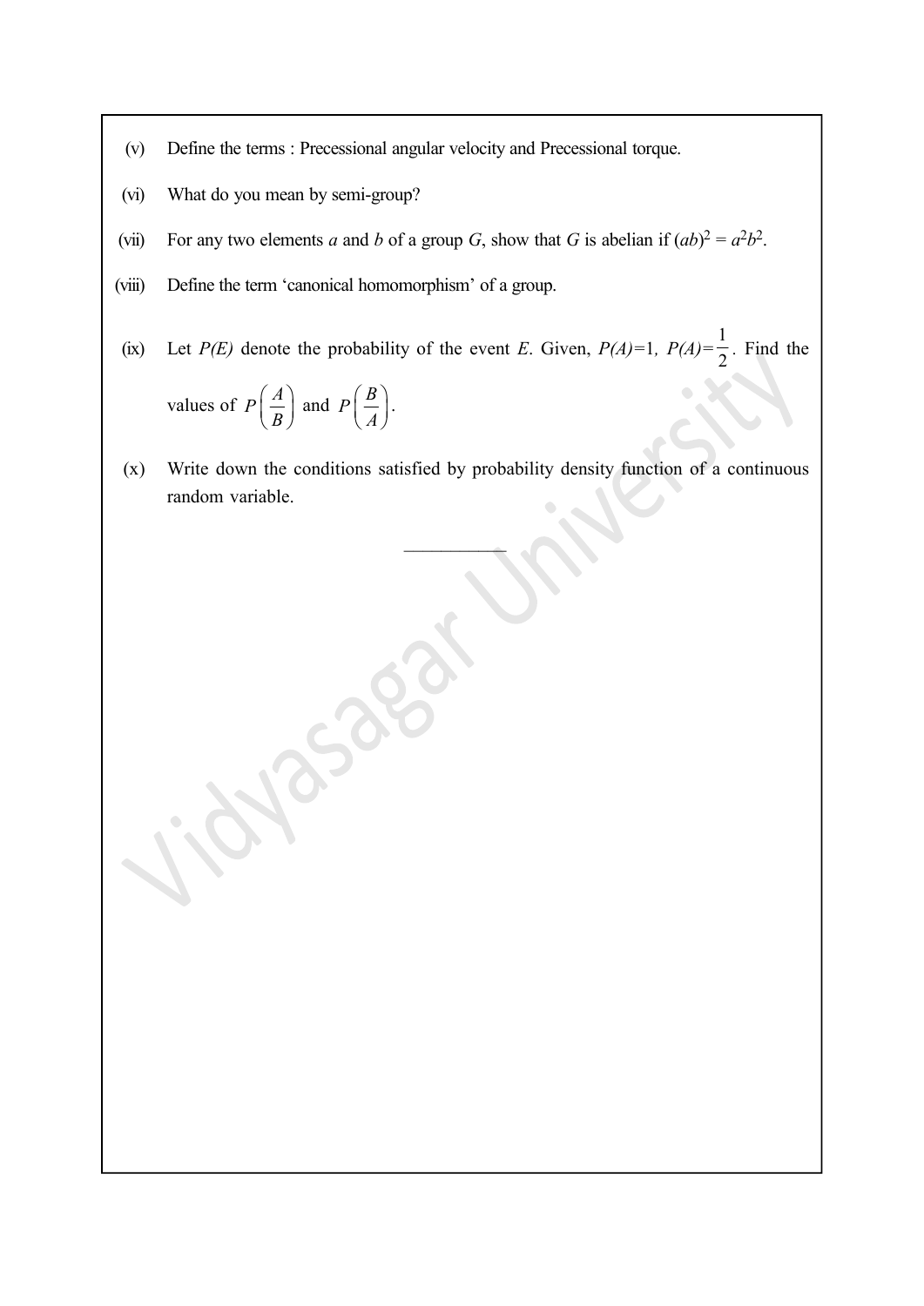(v) Define the terms : Precessional angular velocity and Precessional torque.

(vi) What do you mean by semi-group?

(vii) For any two elements $a$ and $b$ of a group $G$, show that $G$ is abelian if $(ab)^2 = a^2b^2$.

(viii) Define the term 'canonical homomorphism' of a group.

(ix) Let $P(E)$ denote the probability of the event $E$. Given, $P(A)=1$, $P(A)=\frac{1}{2}$. Find the values of $P\left(\frac{A}{B}\right)$ and $P\left(\frac{B}{A}\right)$.

(x) Write down the conditions satisfied by probability density function of a continuous random variable.

———————